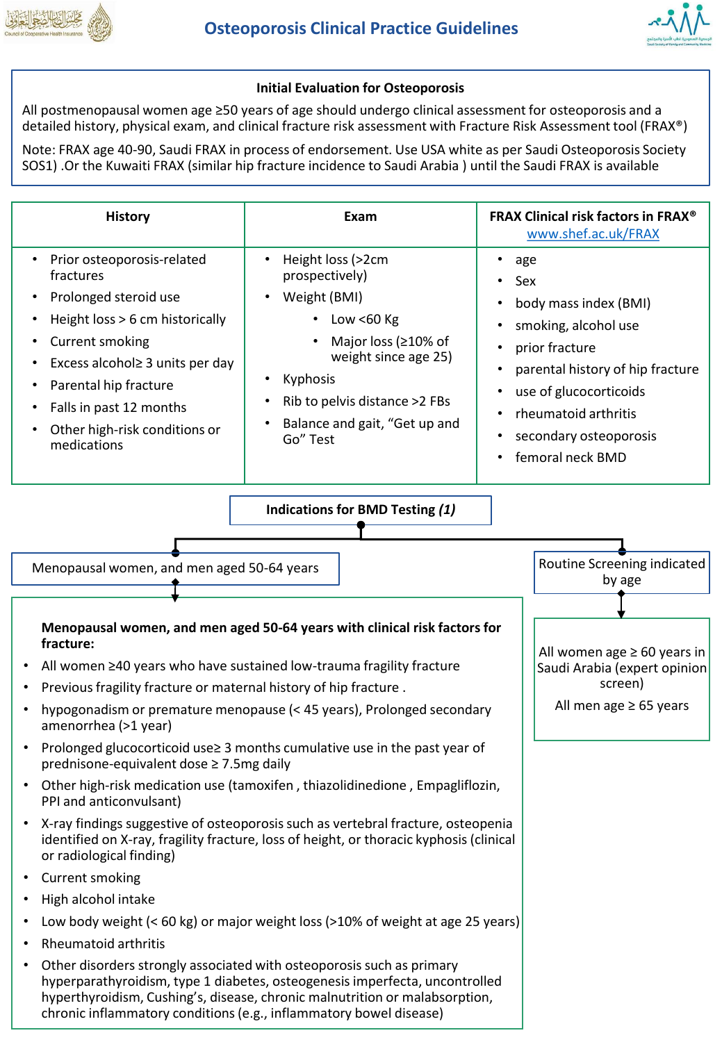# Osteoporosis Clinical Practice Guidelines

## Initial Evaluation for Osteoporosis

All postmenopausal women age ≥50 years of age should undergo clinical assessment for osteoporosis and a detailed history, physical exam, and clinical fracture risk assessment with Fracture Risk Assessment tool (FRAX®)

Note: FRAX age 40-90, Saudi FRAX in process of endorsement. Use USA white as per Saudi Osteoporosis Society SOS1) .Or the Kuwaiti FRAX (similar hip fracture incidence to Saudi Arabia ) until the Saudi FRAX is available

| History | Exam | FRAX Clinical risk factors in FRAX® www.shef.ac.uk/FRAX |
|---|---|---|
| • Prior osteoporosis-related fractures<br>• Prolonged steroid use<br>• Height loss > 6 cm historically<br>• Current smoking<br>• Excess alcohol≥ 3 units per day<br>• Parental hip fracture<br>• Falls in past 12 months<br>• Other high-risk conditions or medications | • Height loss (>2cm prospectively)<br>• Weight (BMI)<br>&nbsp;&nbsp;◦ Low <60 Kg<br>&nbsp;&nbsp;◦ Major loss (≥10% of weight since age 25)<br>• Kyphosis<br>• Rib to pelvis distance >2 FBs<br>• Balance and gait, "Get up and Go" Test | • age<br>• Sex<br>• body mass index (BMI)<br>• smoking, alcohol use<br>• prior fracture<br>• parental history of hip fracture<br>• use of glucocorticoids<br>• rheumatoid arthritis<br>• secondary osteoporosis<br>• femoral neck BMD |

## Indications for BMD Testing *(1)*

### Menopausal women, and men aged 50-64 years

**Menopausal women, and men aged 50-64 years with clinical risk factors for fracture:**

- All women ≥40 years who have sustained low-trauma fragility fracture
- Previous fragility fracture or maternal history of hip fracture .
- hypogonadism or premature menopause (< 45 years), Prolonged secondary amenorrhea (>1 year)
- Prolonged glucocorticoid use≥ 3 months cumulative use in the past year of prednisone-equivalent dose ≥ 7.5mg daily
- Other high-risk medication use (tamoxifen , thiazolidinedione , Empagliflozin, PPI and anticonvulsant)
- X-ray findings suggestive of osteoporosis such as vertebral fracture, osteopenia identified on X-ray, fragility fracture, loss of height, or thoracic kyphosis (clinical or radiological finding)
- Current smoking
- High alcohol intake
- Low body weight (< 60 kg) or major weight loss (>10% of weight at age 25 years)
- Rheumatoid arthritis
- Other disorders strongly associated with osteoporosis such as primary hyperparathyroidism, type 1 diabetes, osteogenesis imperfecta, uncontrolled hyperthyroidism, Cushing's, disease, chronic malnutrition or malabsorption, chronic inflammatory conditions (e.g., inflammatory bowel disease)

### Routine Screening indicated by age

All women age ≥ 60 years in Saudi Arabia (expert opinion screen)

All men age ≥ 65 years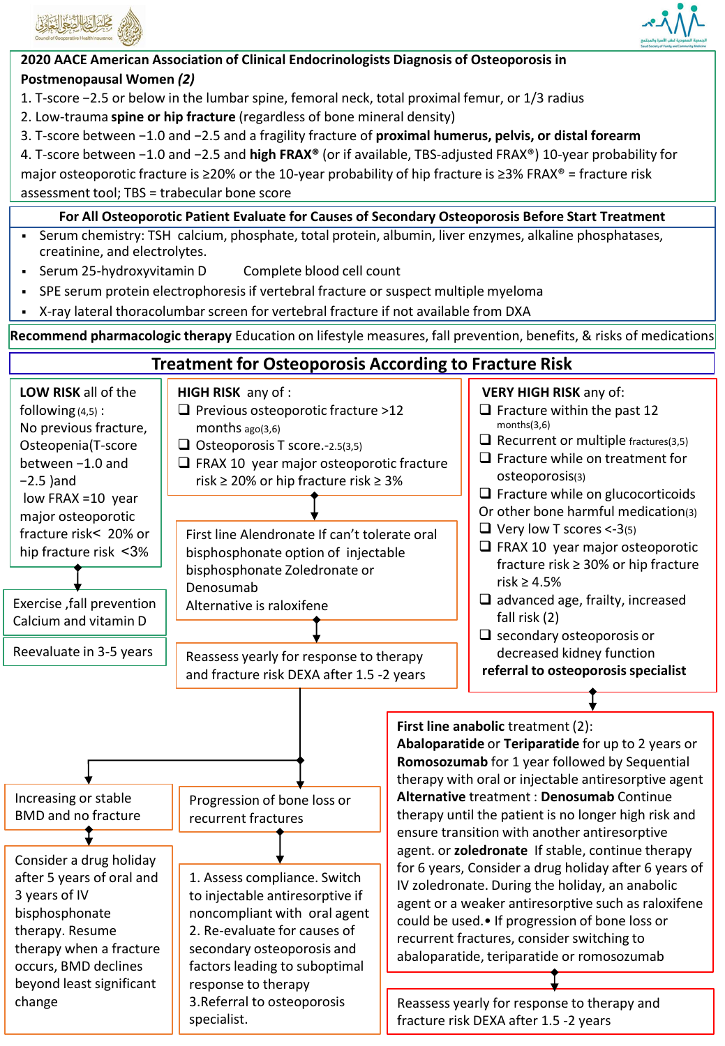## 2020 AACE American Association of Clinical Endocrinologists Diagnosis of Osteoporosis in Postmenopausal Women *(2)*

1. T-score −2.5 or below in the lumbar spine, femoral neck, total proximal femur, or 1/3 radius
2. Low-trauma **spine or hip fracture** (regardless of bone mineral density)
3. T-score between −1.0 and −2.5 and a fragility fracture of **proximal humerus, pelvis, or distal forearm**
4. T-score between −1.0 and −2.5 and **high FRAX®** (or if available, TBS-adjusted FRAX®) 10-year probability for major osteoporotic fracture is ≥20% or the 10-year probability of hip fracture is ≥3% FRAX® = fracture risk assessment tool; TBS = trabecular bone score

### For All Osteoporotic Patient Evaluate for Causes of Secondary Osteoporosis Before Start Treatment

- Serum chemistry: TSH calcium, phosphate, total protein, albumin, liver enzymes, alkaline phosphatases, creatinine, and electrolytes.
- Serum 25-hydroxyvitamin D Complete blood cell count
- SPE serum protein electrophoresis if vertebral fracture or suspect multiple myeloma
- X-ray lateral thoracolumbar screen for vertebral fracture if not available from DXA

**Recommend pharmacologic therapy** Education on lifestyle measures, fall prevention, benefits, & risks of medications

## Treatment for Osteoporosis According to Fracture Risk

### LOW RISK

**LOW RISK** all of the following (4,5) :
No previous fracture, Osteopenia(T-score between −1.0 and −2.5 )and low FRAX =10 year major osteoporotic fracture risk< 20% or hip fracture risk <3%

→ Exercise ,fall prevention Calcium and vitamin D

→ Reevaluate in 3-5 years

### HIGH RISK

**HIGH RISK** any of :
- ❑ Previous osteoporotic fracture >12 months ago(3,6)
- ❑ Osteoporosis T score.-2.5(3,5)
- ❑ FRAX 10 year major osteoporotic fracture risk ≥ 20% or hip fracture risk ≥ 3%

→ First line Alendronate If can't tolerate oral bisphosphonate option of injectable bisphosphonate Zoledronate or Denosumab
Alternative is raloxifene

→ Reassess yearly for response to therapy and fracture risk DEXA after 1.5 -2 years

→ Increasing or stable BMD and no fracture
→ Consider a drug holiday after 5 years of oral and 3 years of IV bisphosphonate therapy. Resume therapy when a fracture occurs, BMD declines beyond least significant change

→ Progression of bone loss or recurrent fractures
→ 1. Assess compliance. Switch to injectable antiresorptive if noncompliant with oral agent
2. Re-evaluate for causes of secondary osteoporosis and factors leading to suboptimal response to therapy
3.Referral to osteoporosis specialist.

### VERY HIGH RISK

**VERY HIGH RISK** any of:
- ❑ Fracture within the past 12 months(3,6)
- ❑ Recurrent or multiple fractures(3,5)
- ❑ Fracture while on treatment for osteoporosis(3)
- ❑ Fracture while on glucocorticoids Or other bone harmful medication(3)
- ❑ Very low T scores <-3(5)
- ❑ FRAX 10 year major osteoporotic fracture risk ≥ 30% or hip fracture risk ≥ 4.5%
- ❑ advanced age, frailty, increased fall risk (2)
- ❑ secondary osteoporosis or decreased kidney function

**referral to osteoporosis specialist**

→ **First line anabolic** treatment (2):
**Abaloparatide** or **Teriparatide** for up to 2 years or **Romosozumab** for 1 year followed by Sequential therapy with oral or injectable antiresorptive agent
**Alternative** treatment : **Denosumab** Continue therapy until the patient is no longer high risk and ensure transition with another antiresorptive agent. or **zoledronate** If stable, continue therapy for 6 years, Consider a drug holiday after 6 years of IV zoledronate. During the holiday, an anabolic agent or a weaker antiresorptive such as raloxifene could be used.• If progression of bone loss or recurrent fractures, consider switching to abaloparatide, teriparatide or romosozumab

→ Reassess yearly for response to therapy and fracture risk DEXA after 1.5 -2 years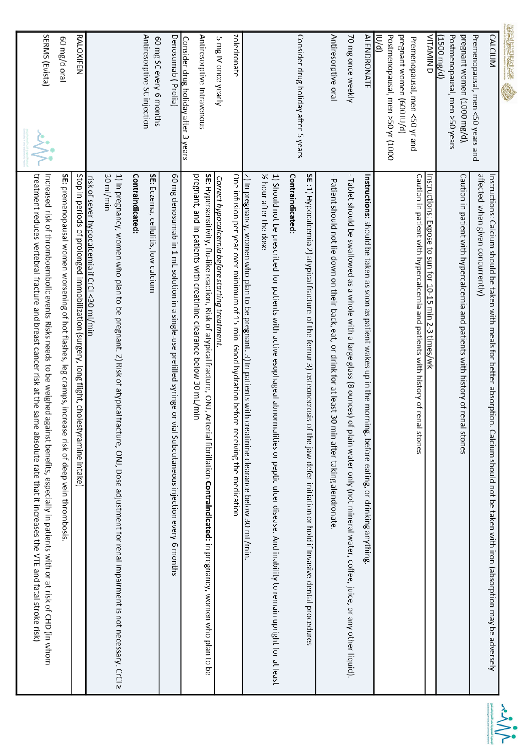| | |
|---|---|
| CALCIUM<br>Premenopausal, men <50 years and pregnant women (1000 mg/d), Postmenopausal, men >50 years (1500 mg/d) | Instructions: Calcium should be taken with meals for better absorption. Calcium should not be taken with iron (absorption may be adversely affected when given concurrently)<br>Caution in patient with hypercalcemia and patients with history of renal stones |
| VITAMIN D<br>Premenopausal, men <50 yr and pregnant women (600 IU/d)<br>Postmenopausal, men >50 yr (1000 IU/d) | Instructions: Expose to sun for 10-15 min 2-3 times/wk<br>Caution in patient with hypercalcemia and patients with history of renal stones |
| ALENDRONATE<br>70 mg once weekly<br>Antiresorptive oral<br>Consider drug holiday after 5 years | **Instructions:** should be taken as soon as patient wakes up in the morning, before eating, or drinking anything.<br>- Tablet should be swallowed as a whole with a large glass (8 ounces) of plain water only (not mineral water, coffee, juice, or any other liquid).<br>- Patient should not lie down on their back, eat, or drink for at least 30 min after taking alendronate.<br>**SE**: 1) Hypocalcemia 2) atypical fracture of the femur 3) osteonecrosis of the jaw defer initiation or hold if invasive dental procedures<br>**Contraindicated:**<br>1) Should not be prescribed for patients with active esophageal abnormalities or peptic ulcer disease. And inability to remain upright for at least ½ hour after the dose<br>2) In pregnancy, women who plan to be pregnant. 3) In patients with creatinine clearance below 30 mL/min. |
| zoledronate<br>5 mg IV once yearly<br>Antiresorptive Intravenous<br>Consider drug holiday after 3 years | One infusion per year over minimum of 15 min. Good hydration before receiving the medication.<br>*Correct hypocalcemia before starting treatment.*<br>**SE:** Hypersensitivity, flu-like reaction, Risk of atypical fracture, ONJ, Arterial fibrillation **Contraindicated:** in pregnancy, women who plan to be pregnant, and in patients with creatinine clearance below 30 mL/min |
| Denosumab ( Prolia)<br>60 mg SC every 6 months<br>Antiresorptive SC injection | 60 mg denosumab in **1** mL solution in a single-use prefilled syringe or vial Subcutaneous injection every 6 months<br>**SE:** Eczema, cellulitis, low calcium<br>**Contraindicated:**<br>**1)** In pregnancy, women who plan to be pregnant. 2) Risk of atypical fracture, ONJ, Dose adjustment for renal impairment is not necessary. CrCl ≥ 30 ml/min<br>risk of sever hypocalcemia if CrCl <30 ml/min |
| RALOXIFEN<br>60 mg/d oral<br>SERMS (Evista) | Stop in periods of prolonged immobilization (surgery, long flight, cholestyramine intake)<br>**SE:** premenopausal women worsening of hot flashes, leg cramps, increase risk of deep vein thrombosis.<br>Increased risk of thromboembolic events Risks needs to be weighed against benefits, especially in patients with or at risk of CHD (in whom treatment reduces vertebral fracture and breast cancer risk at the same absolute rate that it increases the VTE and fatal stroke risk) |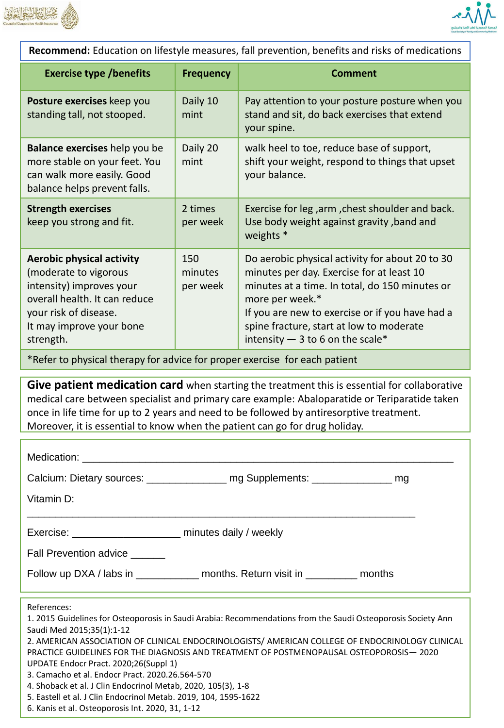**Recommend:** Education on lifestyle measures, fall prevention, benefits and risks of medications

| Exercise type /benefits | Frequency | Comment |
| --- | --- | --- |
| **Posture exercises** keep you standing tall, not stooped. | Daily 10 mint | Pay attention to your posture posture when you stand and sit, do back exercises that extend your spine. |
| **Balance exercises** help you be more stable on your feet. You can walk more easily. Good balance helps prevent falls. | Daily 20 mint | walk heel to toe, reduce base of support, shift your weight, respond to things that upset your balance. |
| **Strength exercises** keep you strong and fit. | 2 times per week | Exercise for leg ,arm ,chest shoulder and back. Use body weight against gravity ,band and weights * |
| **Aerobic physical activity** (moderate to vigorous intensity) improves your overall health. It can reduce your risk of disease. It may improve your bone strength. | 150 minutes per week | Do aerobic physical activity for about 20 to 30 minutes per day. Exercise for at least 10 minutes at a time. In total, do 150 minutes or more per week.* If you are new to exercise or if you have had a spine fracture, start at low to moderate intensity — 3 to 6 on the scale* |
| *Refer to physical therapy for advice for proper exercise for each patient | | |

**Give patient medication card** when starting the treatment this is essential for collaborative medical care between specialist and primary care example: Abaloparatide or Teriparatide taken once in life time for up to 2 years and need to be followed by antiresorptive treatment. Moreover, it is essential to know when the patient can go for drug holiday.

Medication: ____________________________________________________________

Calcium: Dietary sources: ______________ mg Supplements: ______________ mg

Vitamin D:

____________________________________________________________________

Exercise: ___________________ minutes daily / weekly

Fall Prevention advice ______

Follow up DXA / labs in ___________ months. Return visit in _________ months

References:

1. 2015 Guidelines for Osteoporosis in Saudi Arabia: Recommendations from the Saudi Osteoporosis Society Ann Saudi Med 2015;35(1):1-12
2. AMERICAN ASSOCIATION OF CLINICAL ENDOCRINOLOGISTS/ AMERICAN COLLEGE OF ENDOCRINOLOGY CLINICAL PRACTICE GUIDELINES FOR THE DIAGNOSIS AND TREATMENT OF POSTMENOPAUSAL OSTEOPOROSIS— 2020 UPDATE Endocr Pract. 2020;26(Suppl 1)
3. Camacho et al. Endocr Pract. 2020.26.564-570
4. Shoback et al. J Clin Endocrinol Metab, 2020, 105(3), 1-8
5. Eastell et al. J Clin Endocrinol Metab. 2019, 104, 1595-1622
6. Kanis et al. Osteoporosis Int. 2020, 31, 1-12